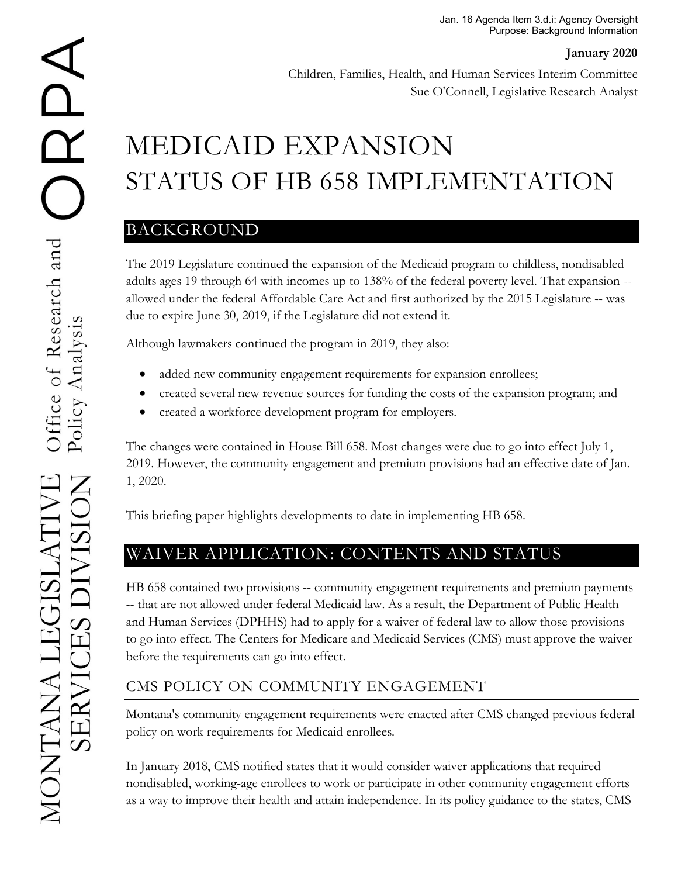Jan. 16 Agenda Item 3.d.i: Agency Oversight
Purpose: Background Information

**January 2020**

Children, Families, Health, and Human Services Interim Committee
Sue O'Connell, Legislative Research Analyst

# MEDICAID EXPANSION STATUS OF HB 658 IMPLEMENTATION

## BACKGROUND

The 2019 Legislature continued the expansion of the Medicaid program to childless, nondisabled adults ages 19 through 64 with incomes up to 138% of the federal poverty level. That expansion -- allowed under the federal Affordable Care Act and first authorized by the 2015 Legislature -- was due to expire June 30, 2019, if the Legislature did not extend it.

Although lawmakers continued the program in 2019, they also:

- added new community engagement requirements for expansion enrollees;
- created several new revenue sources for funding the costs of the expansion program; and
- created a workforce development program for employers.

The changes were contained in House Bill 658. Most changes were due to go into effect July 1, 2019. However, the community engagement and premium provisions had an effective date of Jan. 1, 2020.

This briefing paper highlights developments to date in implementing HB 658.

## WAIVER APPLICATION: CONTENTS AND STATUS

HB 658 contained two provisions -- community engagement requirements and premium payments -- that are not allowed under federal Medicaid law. As a result, the Department of Public Health and Human Services (DPHHS) had to apply for a waiver of federal law to allow those provisions to go into effect. The Centers for Medicare and Medicaid Services (CMS) must approve the waiver before the requirements can go into effect.

### CMS POLICY ON COMMUNITY ENGAGEMENT

Montana's community engagement requirements were enacted after CMS changed previous federal policy on work requirements for Medicaid enrollees.

In January 2018, CMS notified states that it would consider waiver applications that required nondisabled, working-age enrollees to work or participate in other community engagement efforts as a way to improve their health and attain independence. In its policy guidance to the states, CMS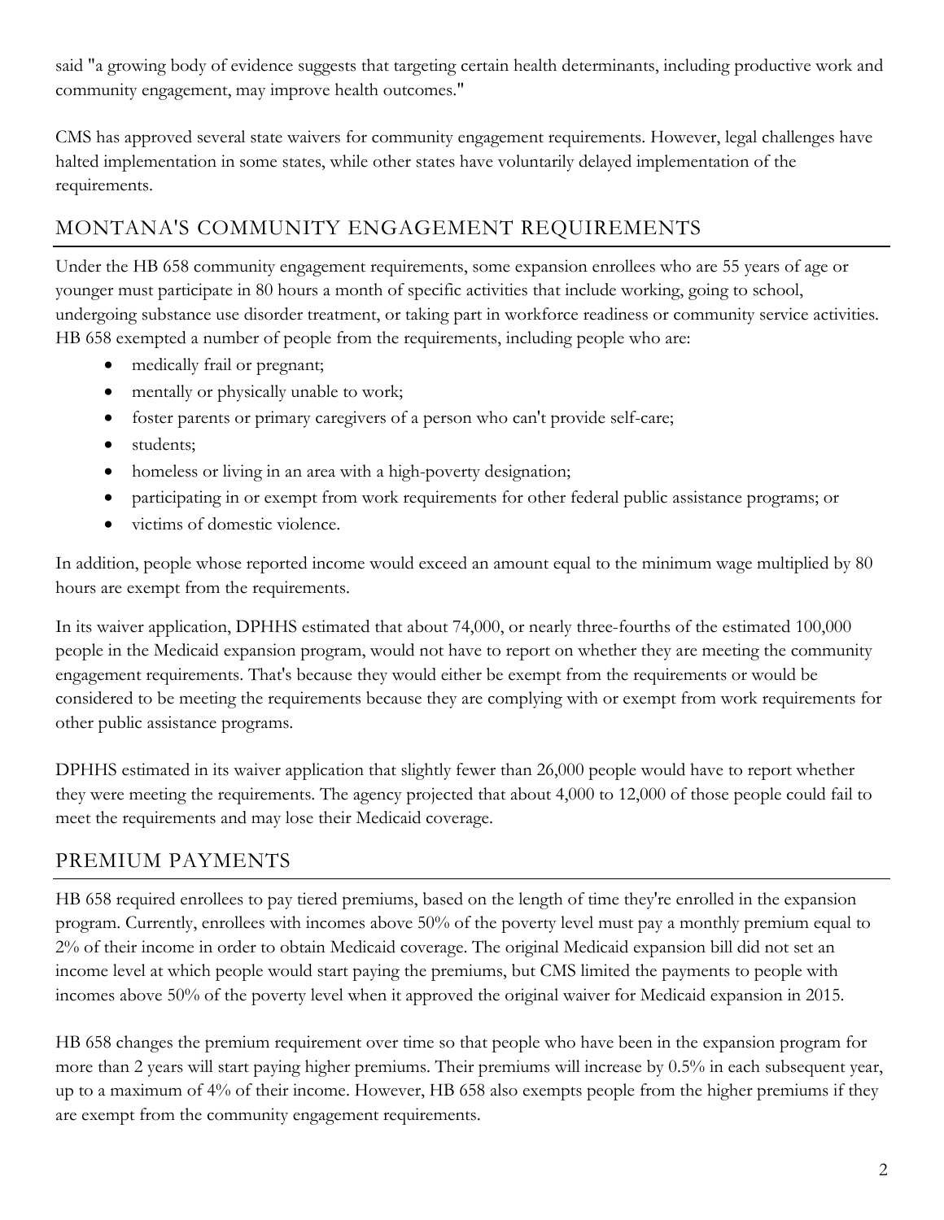said "a growing body of evidence suggests that targeting certain health determinants, including productive work and community engagement, may improve health outcomes."

CMS has approved several state waivers for community engagement requirements. However, legal challenges have halted implementation in some states, while other states have voluntarily delayed implementation of the requirements.

## MONTANA'S COMMUNITY ENGAGEMENT REQUIREMENTS

Under the HB 658 community engagement requirements, some expansion enrollees who are 55 years of age or younger must participate in 80 hours a month of specific activities that include working, going to school, undergoing substance use disorder treatment, or taking part in workforce readiness or community service activities. HB 658 exempted a number of people from the requirements, including people who are:

- medically frail or pregnant;
- mentally or physically unable to work;
- foster parents or primary caregivers of a person who can't provide self-care;
- students;
- homeless or living in an area with a high-poverty designation;
- participating in or exempt from work requirements for other federal public assistance programs; or
- victims of domestic violence.

In addition, people whose reported income would exceed an amount equal to the minimum wage multiplied by 80 hours are exempt from the requirements.

In its waiver application, DPHHS estimated that about 74,000, or nearly three-fourths of the estimated 100,000 people in the Medicaid expansion program, would not have to report on whether they are meeting the community engagement requirements. That's because they would either be exempt from the requirements or would be considered to be meeting the requirements because they are complying with or exempt from work requirements for other public assistance programs.

DPHHS estimated in its waiver application that slightly fewer than 26,000 people would have to report whether they were meeting the requirements. The agency projected that about 4,000 to 12,000 of those people could fail to meet the requirements and may lose their Medicaid coverage.

## PREMIUM PAYMENTS

HB 658 required enrollees to pay tiered premiums, based on the length of time they're enrolled in the expansion program. Currently, enrollees with incomes above 50% of the poverty level must pay a monthly premium equal to 2% of their income in order to obtain Medicaid coverage. The original Medicaid expansion bill did not set an income level at which people would start paying the premiums, but CMS limited the payments to people with incomes above 50% of the poverty level when it approved the original waiver for Medicaid expansion in 2015.

HB 658 changes the premium requirement over time so that people who have been in the expansion program for more than 2 years will start paying higher premiums. Their premiums will increase by 0.5% in each subsequent year, up to a maximum of 4% of their income. However, HB 658 also exempts people from the higher premiums if they are exempt from the community engagement requirements.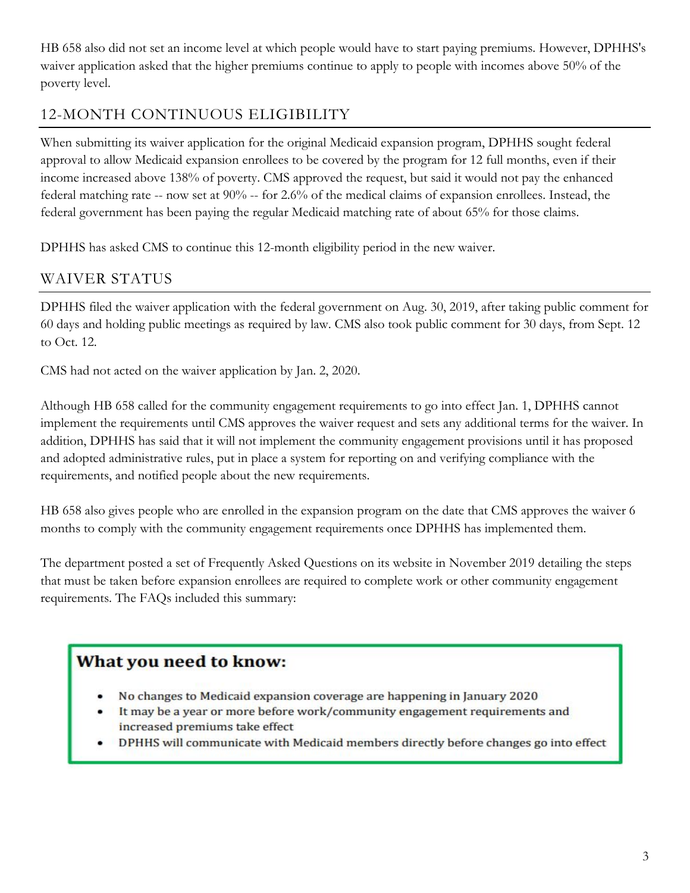HB 658 also did not set an income level at which people would have to start paying premiums. However, DPHHS's waiver application asked that the higher premiums continue to apply to people with incomes above 50% of the poverty level.

## 12-MONTH CONTINUOUS ELIGIBILITY

When submitting its waiver application for the original Medicaid expansion program, DPHHS sought federal approval to allow Medicaid expansion enrollees to be covered by the program for 12 full months, even if their income increased above 138% of poverty. CMS approved the request, but said it would not pay the enhanced federal matching rate -- now set at 90% -- for 2.6% of the medical claims of expansion enrollees. Instead, the federal government has been paying the regular Medicaid matching rate of about 65% for those claims.

DPHHS has asked CMS to continue this 12-month eligibility period in the new waiver.

## WAIVER STATUS

DPHHS filed the waiver application with the federal government on Aug. 30, 2019, after taking public comment for 60 days and holding public meetings as required by law. CMS also took public comment for 30 days, from Sept. 12 to Oct. 12.

CMS had not acted on the waiver application by Jan. 2, 2020.

Although HB 658 called for the community engagement requirements to go into effect Jan. 1, DPHHS cannot implement the requirements until CMS approves the waiver request and sets any additional terms for the waiver. In addition, DPHHS has said that it will not implement the community engagement provisions until it has proposed and adopted administrative rules, put in place a system for reporting on and verifying compliance with the requirements, and notified people about the new requirements.

HB 658 also gives people who are enrolled in the expansion program on the date that CMS approves the waiver 6 months to comply with the community engagement requirements once DPHHS has implemented them.

The department posted a set of Frequently Asked Questions on its website in November 2019 detailing the steps that must be taken before expansion enrollees are required to complete work or other community engagement requirements. The FAQs included this summary:

**What you need to know:**

- **No changes to Medicaid expansion coverage are happening in January 2020**
- **It may be a year or more before work/community engagement requirements and increased premiums take effect**
- **DPHHS will communicate with Medicaid members directly before changes go into effect**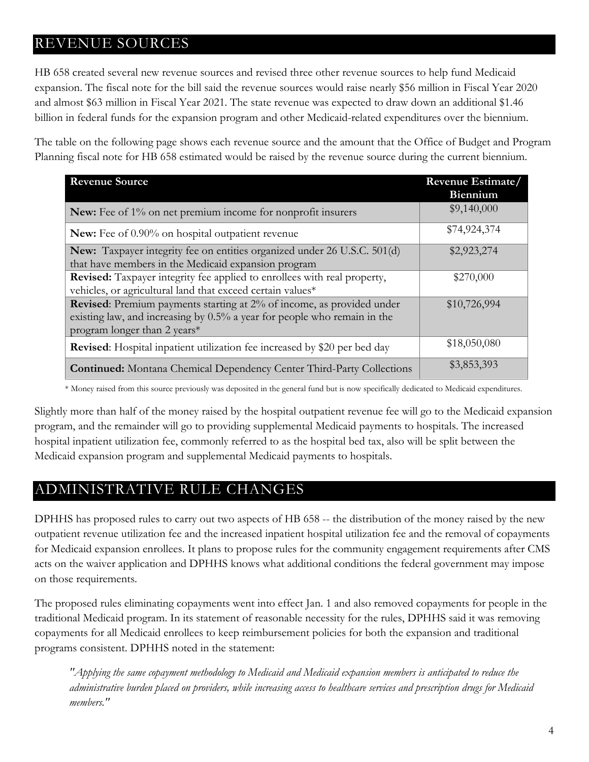## REVENUE SOURCES

HB 658 created several new revenue sources and revised three other revenue sources to help fund Medicaid expansion. The fiscal note for the bill said the revenue sources would raise nearly $56 million in Fiscal Year 2020 and almost $63 million in Fiscal Year 2021. The state revenue was expected to draw down an additional $1.46 billion in federal funds for the expansion program and other Medicaid-related expenditures over the biennium.

The table on the following page shows each revenue source and the amount that the Office of Budget and Program Planning fiscal note for HB 658 estimated would be raised by the revenue source during the current biennium.

| Revenue Source | Revenue Estimate/ Biennium |
|---|---|
| **New:** Fee of 1% on net premium income for nonprofit insurers | $9,140,000 |
| **New:** Fee of 0.90% on hospital outpatient revenue | $74,924,374 |
| **New:** Taxpayer integrity fee on entities organized under 26 U.S.C. 501(d) that have members in the Medicaid expansion program | $2,923,274 |
| **Revised:** Taxpayer integrity fee applied to enrollees with real property, vehicles, or agricultural land that exceed certain values* | $270,000 |
| **Revised**: Premium payments starting at 2% of income, as provided under existing law, and increasing by 0.5% a year for people who remain in the program longer than 2 years* | $10,726,994 |
| **Revised**: Hospital inpatient utilization fee increased by $20 per bed day | $18,050,080 |
| **Continued:** Montana Chemical Dependency Center Third-Party Collections | $3,853,393 |

\* Money raised from this source previously was deposited in the general fund but is now specifically dedicated to Medicaid expenditures.

Slightly more than half of the money raised by the hospital outpatient revenue fee will go to the Medicaid expansion program, and the remainder will go to providing supplemental Medicaid payments to hospitals. The increased hospital inpatient utilization fee, commonly referred to as the hospital bed tax, also will be split between the Medicaid expansion program and supplemental Medicaid payments to hospitals.

## ADMINISTRATIVE RULE CHANGES

DPHHS has proposed rules to carry out two aspects of HB 658 -- the distribution of the money raised by the new outpatient revenue utilization fee and the increased inpatient hospital utilization fee and the removal of copayments for Medicaid expansion enrollees. It plans to propose rules for the community engagement requirements after CMS acts on the waiver application and DPHHS knows what additional conditions the federal government may impose on those requirements.

The proposed rules eliminating copayments went into effect Jan. 1 and also removed copayments for people in the traditional Medicaid program. In its statement of reasonable necessity for the rules, DPHHS said it was removing copayments for all Medicaid enrollees to keep reimbursement policies for both the expansion and traditional programs consistent. DPHHS noted in the statement:

> *"Applying the same copayment methodology to Medicaid and Medicaid expansion members is anticipated to reduce the administrative burden placed on providers, while increasing access to healthcare services and prescription drugs for Medicaid members."*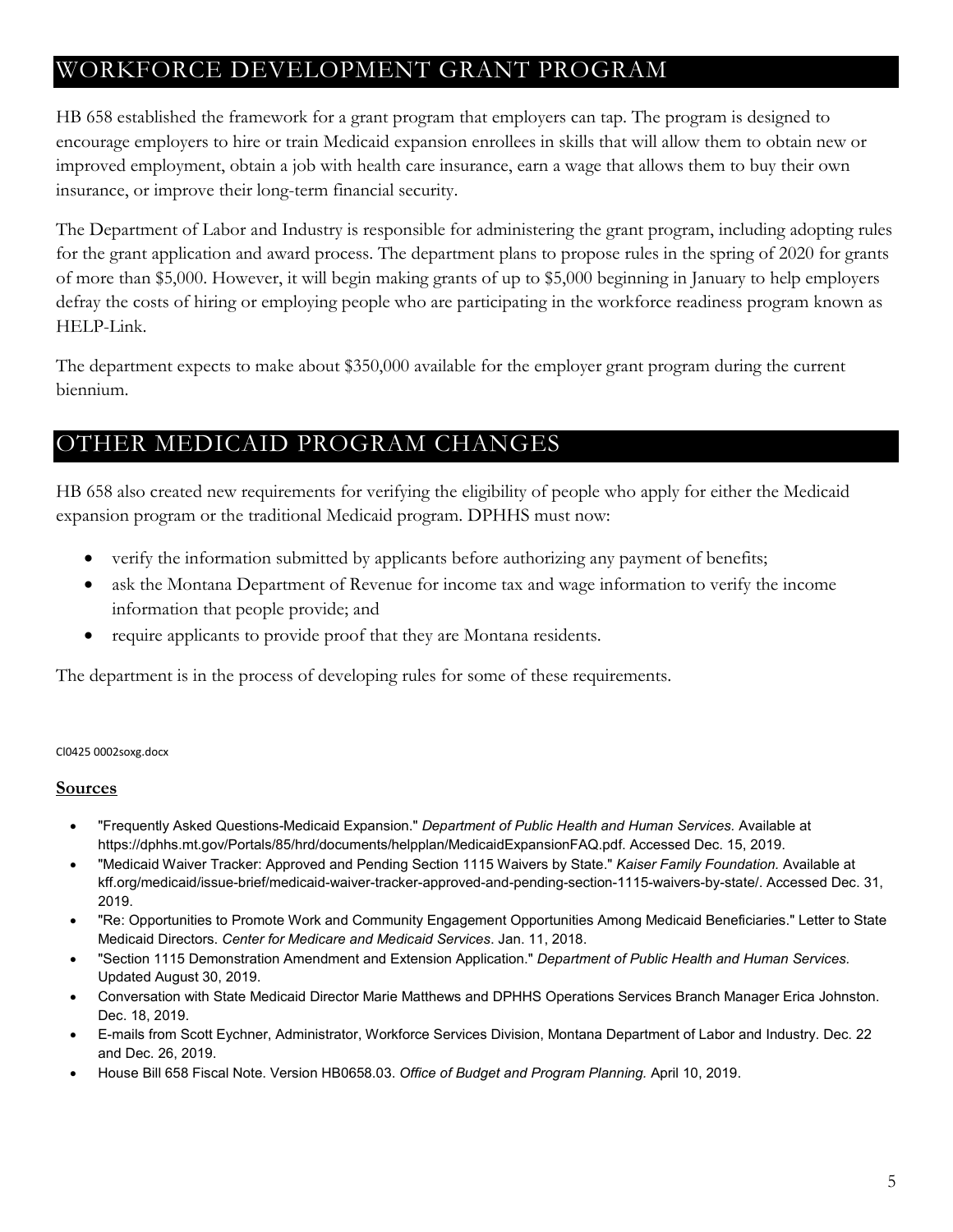## WORKFORCE DEVELOPMENT GRANT PROGRAM

HB 658 established the framework for a grant program that employers can tap. The program is designed to encourage employers to hire or train Medicaid expansion enrollees in skills that will allow them to obtain new or improved employment, obtain a job with health care insurance, earn a wage that allows them to buy their own insurance, or improve their long-term financial security.

The Department of Labor and Industry is responsible for administering the grant program, including adopting rules for the grant application and award process. The department plans to propose rules in the spring of 2020 for grants of more than $5,000. However, it will begin making grants of up to $5,000 beginning in January to help employers defray the costs of hiring or employing people who are participating in the workforce readiness program known as HELP-Link.

The department expects to make about $350,000 available for the employer grant program during the current biennium.

## OTHER MEDICAID PROGRAM CHANGES

HB 658 also created new requirements for verifying the eligibility of people who apply for either the Medicaid expansion program or the traditional Medicaid program. DPHHS must now:

- verify the information submitted by applicants before authorizing any payment of benefits;
- ask the Montana Department of Revenue for income tax and wage information to verify the income information that people provide; and
- require applicants to provide proof that they are Montana residents.

The department is in the process of developing rules for some of these requirements.

Cl0425 0002soxg.docx

**Sources**

- "Frequently Asked Questions-Medicaid Expansion." *Department of Public Health and Human Services.* Available at https://dphhs.mt.gov/Portals/85/hrd/documents/helpplan/MedicaidExpansionFAQ.pdf. Accessed Dec. 15, 2019.
- "Medicaid Waiver Tracker: Approved and Pending Section 1115 Waivers by State." *Kaiser Family Foundation.* Available at kff.org/medicaid/issue-brief/medicaid-waiver-tracker-approved-and-pending-section-1115-waivers-by-state/. Accessed Dec. 31, 2019.
- "Re: Opportunities to Promote Work and Community Engagement Opportunities Among Medicaid Beneficiaries." Letter to State Medicaid Directors. *Center for Medicare and Medicaid Services*. Jan. 11, 2018.
- "Section 1115 Demonstration Amendment and Extension Application." *Department of Public Health and Human Services.* Updated August 30, 2019.
- Conversation with State Medicaid Director Marie Matthews and DPHHS Operations Services Branch Manager Erica Johnston. Dec. 18, 2019.
- E-mails from Scott Eychner, Administrator, Workforce Services Division, Montana Department of Labor and Industry. Dec. 22 and Dec. 26, 2019.
- House Bill 658 Fiscal Note. Version HB0658.03. *Office of Budget and Program Planning.* April 10, 2019.